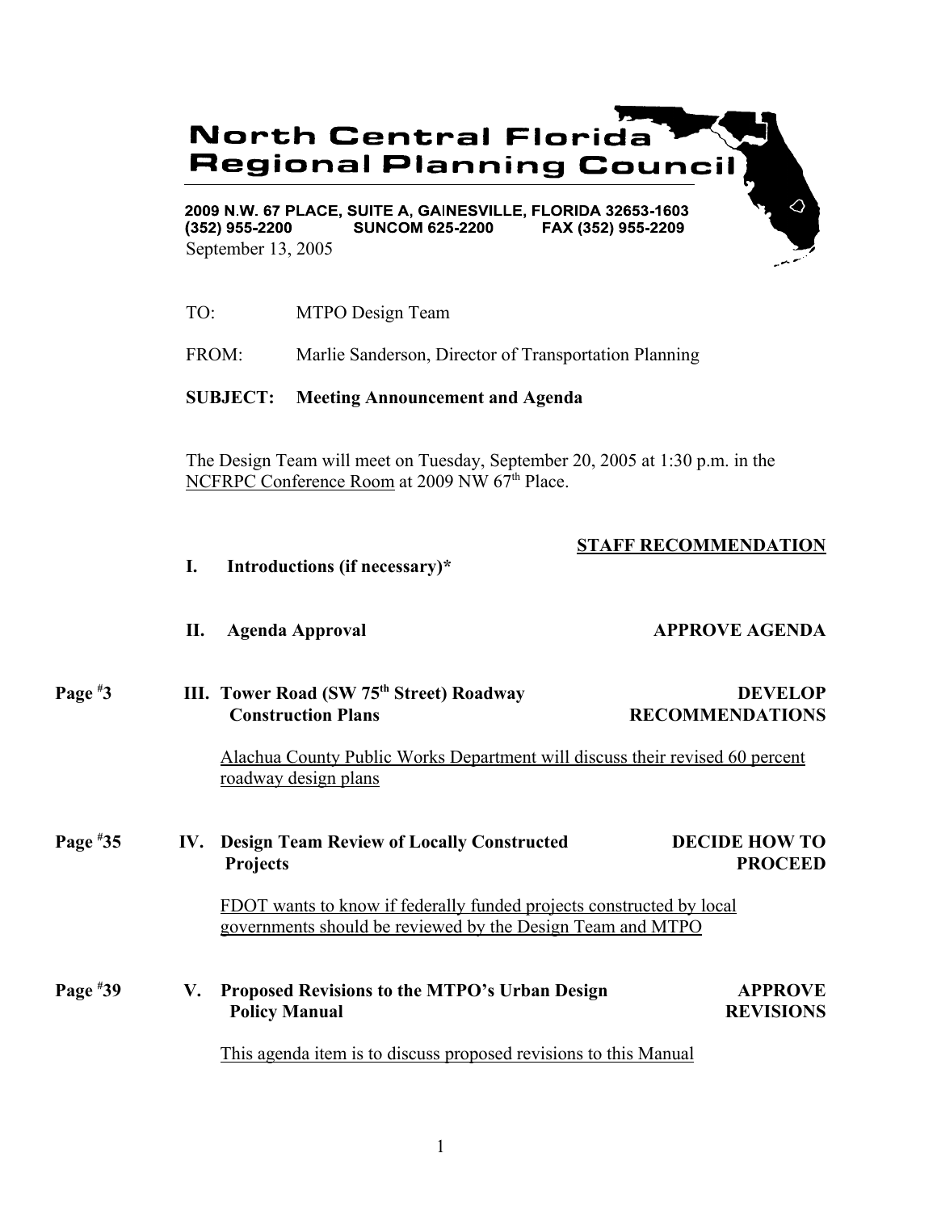# North Central Florida Regional Planning Council

2009 N.W. 67 PLACE, SUITE A, GAINESVILLE, FLORIDA 32653-1603
(352) 955-2200 SUNCOM 625-2200 FAX (352) 955-2209

September 13, 2005

TO: MTPO Design Team

FROM: Marlie Sanderson, Director of Transportation Planning

**SUBJECT: Meeting Announcement and Agenda**

The Design Team will meet on Tuesday, September 20, 2005 at 1:30 p.m. in the NCFRPC Conference Room at 2009 NW 67th Place.

**STAFF RECOMMENDATION**

**I. Introductions (if necessary)***

**II. Agenda Approval** — **APPROVE AGENDA**

Page #3 — **III. Tower Road (SW 75th Street) Roadway Construction Plans** — **DEVELOP RECOMMENDATIONS**

Alachua County Public Works Department will discuss their revised 60 percent roadway design plans

Page #35 — **IV. Design Team Review of Locally Constructed Projects** — **DECIDE HOW TO PROCEED**

FDOT wants to know if federally funded projects constructed by local governments should be reviewed by the Design Team and MTPO

Page #39 — **V. Proposed Revisions to the MTPO's Urban Design Policy Manual** — **APPROVE REVISIONS**

This agenda item is to discuss proposed revisions to this Manual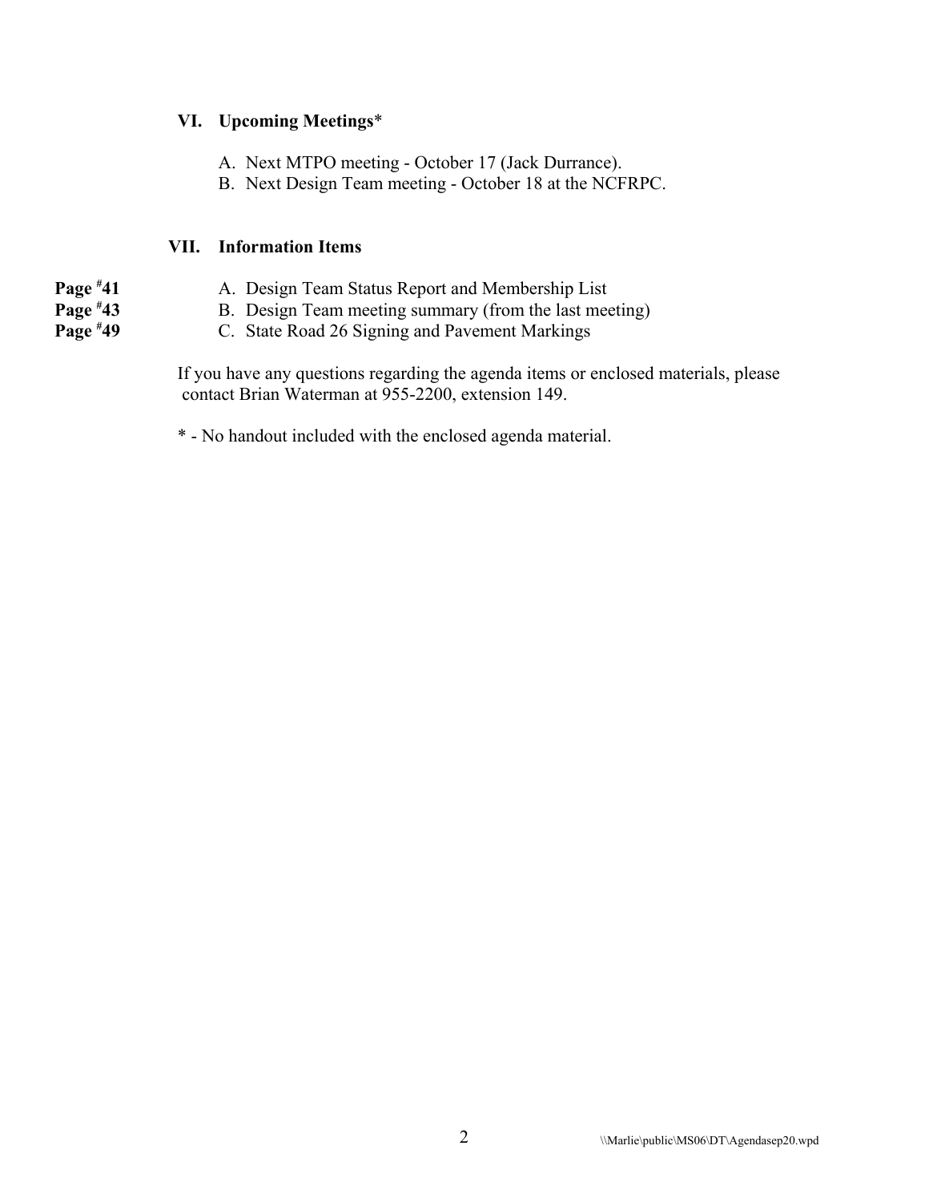### VI. Upcoming Meetings*

A. Next MTPO meeting - October 17 (Jack Durrance).
B. Next Design Team meeting - October 18 at the NCFRPC.

### VII. Information Items

**Page #41** A. Design Team Status Report and Membership List
**Page #43** B. Design Team meeting summary (from the last meeting)
**Page #49** C. State Road 26 Signing and Pavement Markings

If you have any questions regarding the agenda items or enclosed materials, please contact Brian Waterman at 955-2200, extension 149.

* - No handout included with the enclosed agenda material.

\\Marlie\public\MS06\DT\Agendasep20.wpd